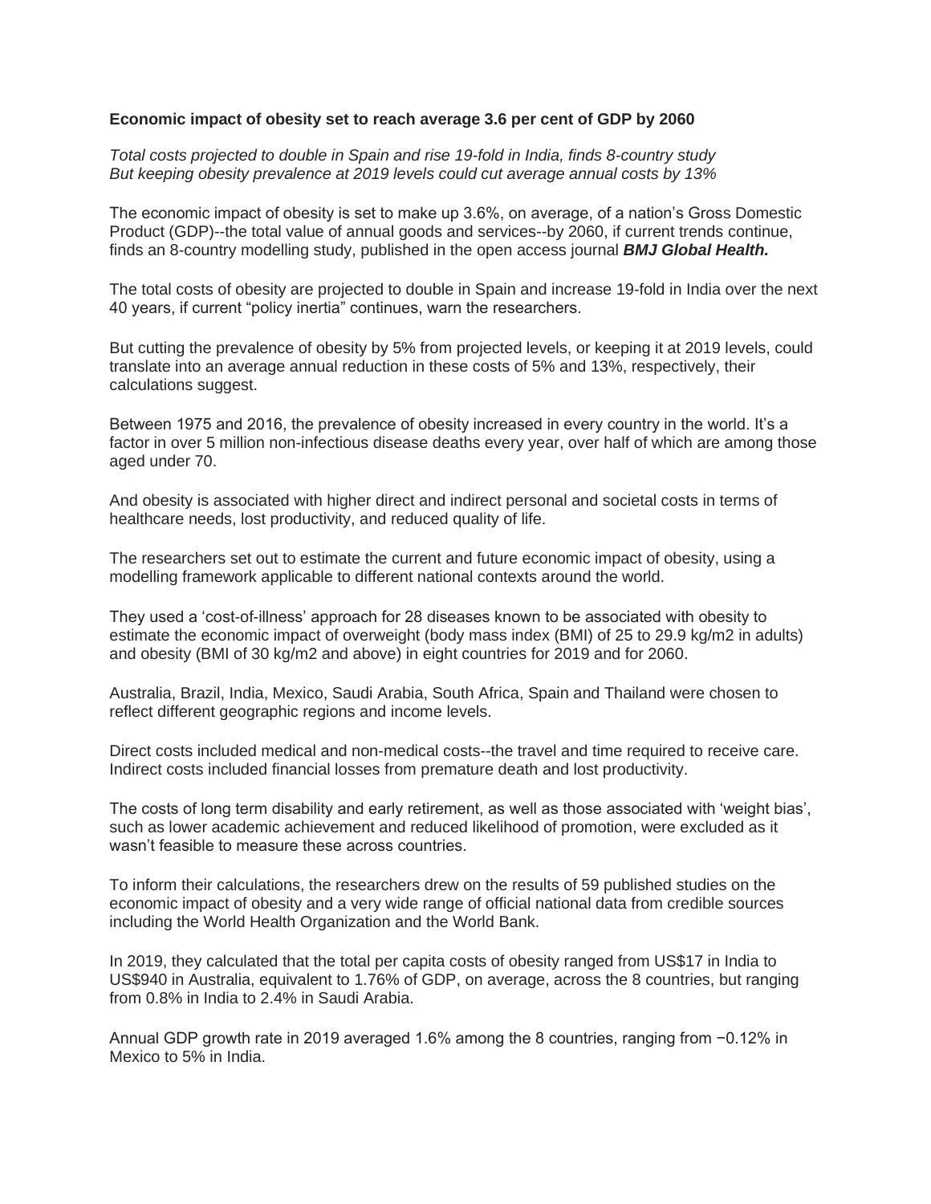**Economic impact of obesity set to reach average 3.6 per cent of GDP by 2060**

*Total costs projected to double in Spain and rise 19-fold in India, finds 8-country study*
*But keeping obesity prevalence at 2019 levels could cut average annual costs by 13%*

The economic impact of obesity is set to make up 3.6%, on average, of a nation's Gross Domestic Product (GDP)--the total value of annual goods and services--by 2060, if current trends continue, finds an 8-country modelling study, published in the open access journal ***BMJ Global Health.***

The total costs of obesity are projected to double in Spain and increase 19-fold in India over the next 40 years, if current "policy inertia" continues, warn the researchers.

But cutting the prevalence of obesity by 5% from projected levels, or keeping it at 2019 levels, could translate into an average annual reduction in these costs of 5% and 13%, respectively, their calculations suggest.

Between 1975 and 2016, the prevalence of obesity increased in every country in the world. It's a factor in over 5 million non-infectious disease deaths every year, over half of which are among those aged under 70.

And obesity is associated with higher direct and indirect personal and societal costs in terms of healthcare needs, lost productivity, and reduced quality of life.

The researchers set out to estimate the current and future economic impact of obesity, using a modelling framework applicable to different national contexts around the world.

They used a 'cost-of-illness' approach for 28 diseases known to be associated with obesity to estimate the economic impact of overweight (body mass index (BMI) of 25 to 29.9 kg/m2 in adults) and obesity (BMI of 30 kg/m2 and above) in eight countries for 2019 and for 2060.

Australia, Brazil, India, Mexico, Saudi Arabia, South Africa, Spain and Thailand were chosen to reflect different geographic regions and income levels.

Direct costs included medical and non-medical costs--the travel and time required to receive care. Indirect costs included financial losses from premature death and lost productivity.

The costs of long term disability and early retirement, as well as those associated with 'weight bias', such as lower academic achievement and reduced likelihood of promotion, were excluded as it wasn't feasible to measure these across countries.

To inform their calculations, the researchers drew on the results of 59 published studies on the economic impact of obesity and a very wide range of official national data from credible sources including the World Health Organization and the World Bank.

In 2019, they calculated that the total per capita costs of obesity ranged from US$17 in India to US$940 in Australia, equivalent to 1.76% of GDP, on average, across the 8 countries, but ranging from 0.8% in India to 2.4% in Saudi Arabia.

Annual GDP growth rate in 2019 averaged 1.6% among the 8 countries, ranging from −0.12% in Mexico to 5% in India.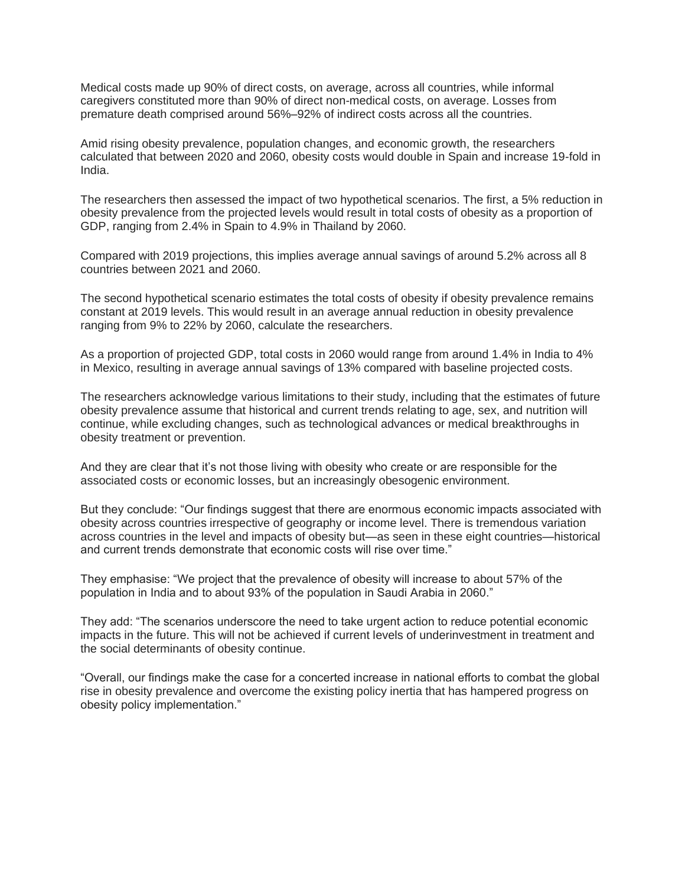Medical costs made up 90% of direct costs, on average, across all countries, while informal caregivers constituted more than 90% of direct non-medical costs, on average. Losses from premature death comprised around 56%–92% of indirect costs across all the countries.

Amid rising obesity prevalence, population changes, and economic growth, the researchers calculated that between 2020 and 2060, obesity costs would double in Spain and increase 19-fold in India.

The researchers then assessed the impact of two hypothetical scenarios. The first, a 5% reduction in obesity prevalence from the projected levels would result in total costs of obesity as a proportion of GDP, ranging from 2.4% in Spain to 4.9% in Thailand by 2060.

Compared with 2019 projections, this implies average annual savings of around 5.2% across all 8 countries between 2021 and 2060.

The second hypothetical scenario estimates the total costs of obesity if obesity prevalence remains constant at 2019 levels. This would result in an average annual reduction in obesity prevalence ranging from 9% to 22% by 2060, calculate the researchers.

As a proportion of projected GDP, total costs in 2060 would range from around 1.4% in India to 4% in Mexico, resulting in average annual savings of 13% compared with baseline projected costs.

The researchers acknowledge various limitations to their study, including that the estimates of future obesity prevalence assume that historical and current trends relating to age, sex, and nutrition will continue, while excluding changes, such as technological advances or medical breakthroughs in obesity treatment or prevention.

And they are clear that it's not those living with obesity who create or are responsible for the associated costs or economic losses, but an increasingly obesogenic environment.

But they conclude: "Our findings suggest that there are enormous economic impacts associated with obesity across countries irrespective of geography or income level. There is tremendous variation across countries in the level and impacts of obesity but—as seen in these eight countries—historical and current trends demonstrate that economic costs will rise over time."

They emphasise: "We project that the prevalence of obesity will increase to about 57% of the population in India and to about 93% of the population in Saudi Arabia in 2060."

They add: "The scenarios underscore the need to take urgent action to reduce potential economic impacts in the future. This will not be achieved if current levels of underinvestment in treatment and the social determinants of obesity continue.

"Overall, our findings make the case for a concerted increase in national efforts to combat the global rise in obesity prevalence and overcome the existing policy inertia that has hampered progress on obesity policy implementation."